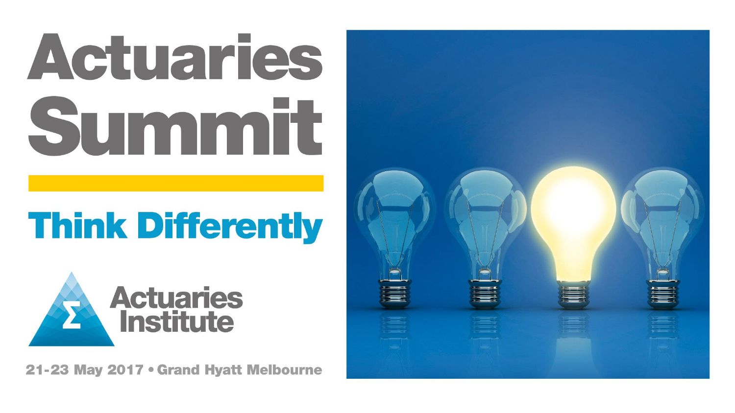# Actuaries Summit

## Think Differently

Actuaries Institute

21-23 May 2017 • Grand Hyatt Melbourne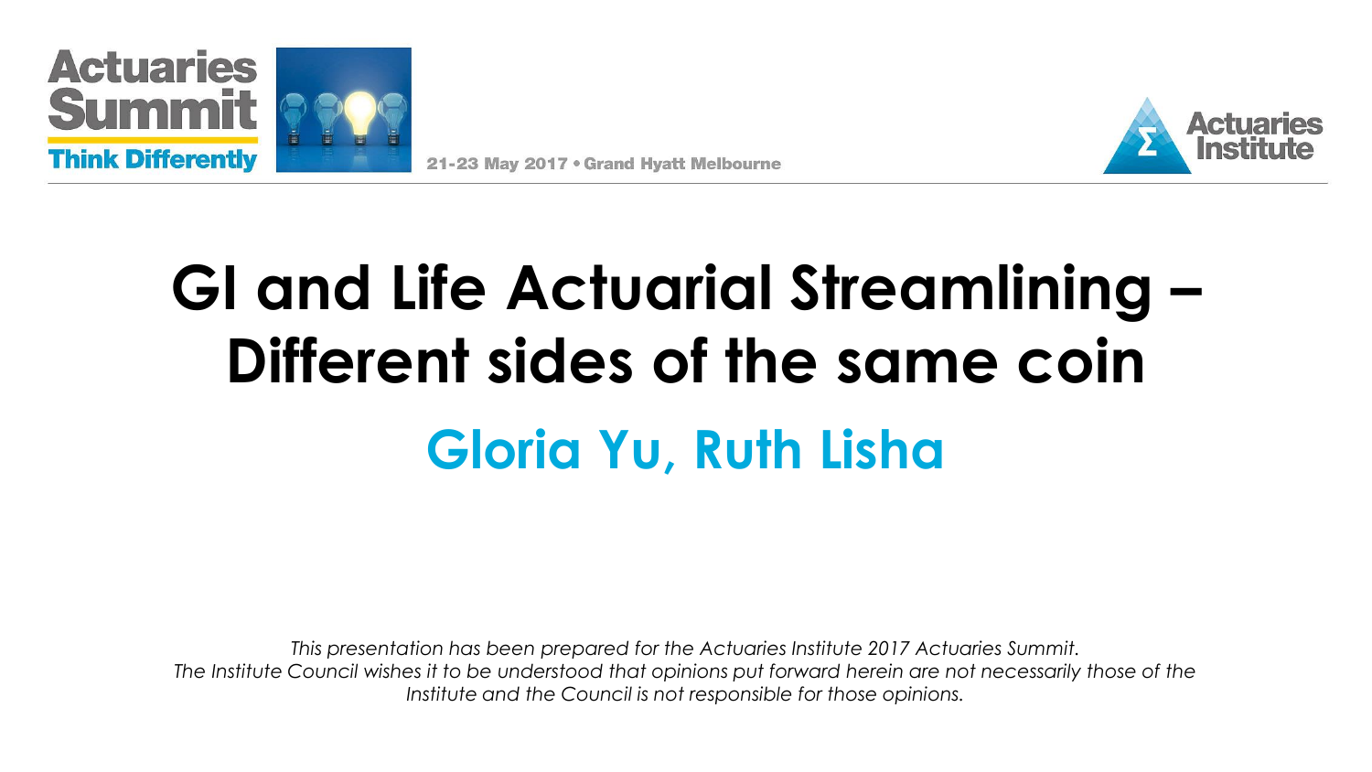Actuaries Summit
Think Differently

21-23 May 2017 • Grand Hyatt Melbourne

Actuaries Institute

# GI and Life Actuarial Streamlining – Different sides of the same coin

## Gloria Yu, Ruth Lisha

*This presentation has been prepared for the Actuaries Institute 2017 Actuaries Summit. The Institute Council wishes it to be understood that opinions put forward herein are not necessarily those of the Institute and the Council is not responsible for those opinions.*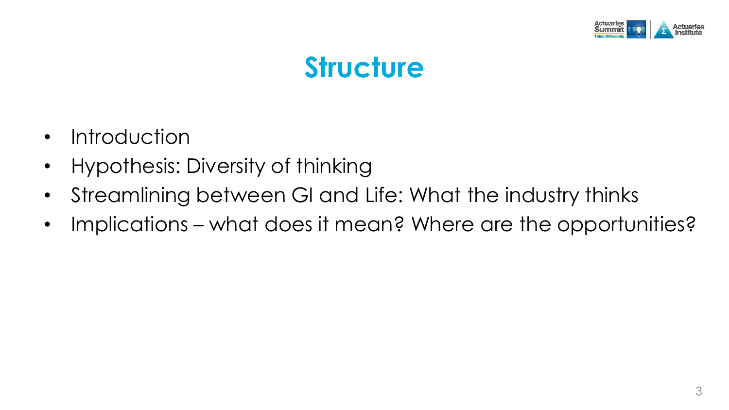# Structure

- Introduction
- Hypothesis: Diversity of thinking
- Streamlining between GI and Life: What the industry thinks
- Implications – what does it mean? Where are the opportunities?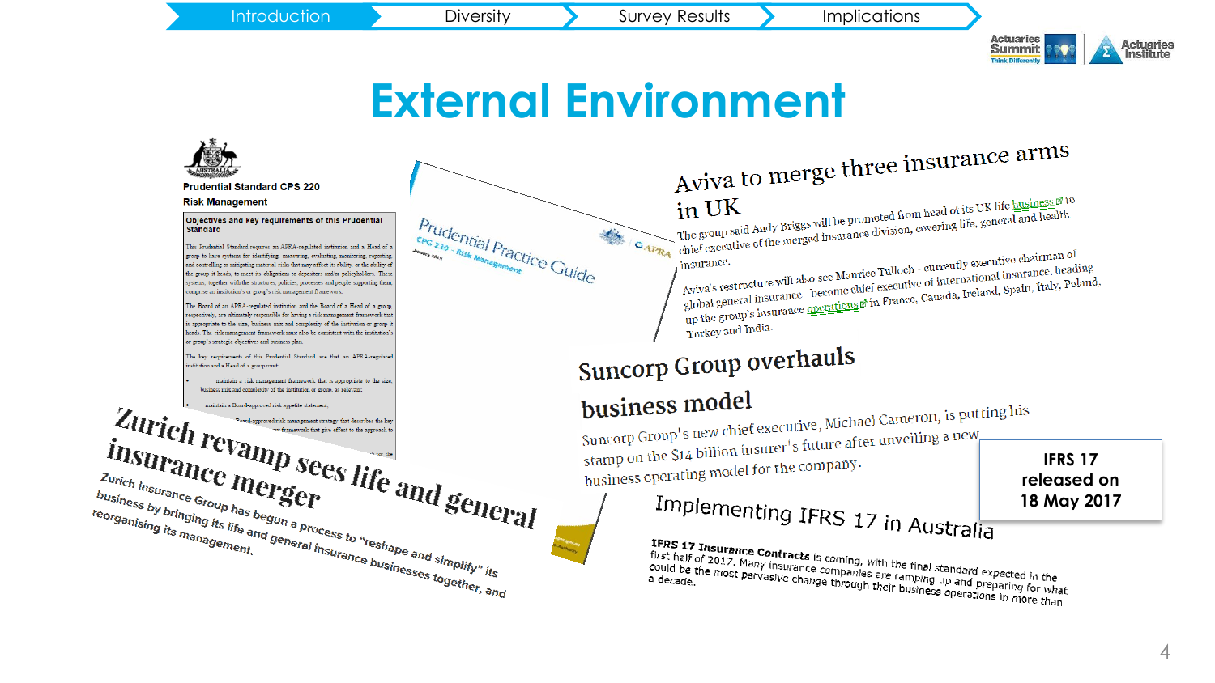Introduction | Diversity | Survey Results | Implications

# External Environment

**Prudential Standard CPS 220**

**Risk Management**

**Objectives and key requirements of this Prudential Standard**

This Prudential Standard requires an APRA-regulated institution and a Head of a group to have systems for identifying, measuring, evaluating, monitoring, reporting, and controlling or mitigating material risks that may affect its ability, or the ability of the group it heads, to meet its obligations to depositors and/or policyholders. These systems, together with the structures, policies, processes and people supporting them, comprise an institution's or group's risk management framework.

The Board of an APRA-regulated institution and the Board of a Head of a group, respectively, are ultimately responsible for having a risk management framework that is appropriate to the size, business mix and complexity of the institution or group it heads. The risk management framework must also be consistent with the institution's or group's strategic objectives and business plan.

The key requirements of this Prudential Standard are that an APRA-regulated institution and a Head of a group must:

- maintain a risk management framework that is appropriate to the size, business mix and complexity of the institution or group, as relevant;
- maintain a Board-approved risk appetite statement;

**Prudential Practice Guide**

CPG 220 – Risk Management

January 2016

## Aviva to merge three insurance arms in UK

The group said Andy Briggs will be promoted from head of its UK life business to chief executive of the merged insurance division, covering life, general and health insurance.

Aviva's restructure will also see Maurice Tulloch - currently executive chairman of global general insurance - become chief executive of international insurance, heading up the group's insurance operations in France, Canada, Ireland, Spain, Italy, Poland, Turkey and India.

## Suncorp Group overhauls business model

Suncorp Group's new chief executive, Michael Cameron, is putting his stamp on the $14 billion insurer's future after unveiling a new business operating model for the company.

## Zurich revamp sees life and general insurance merger

Zurich Insurance Group has begun a process to "reshape and simplify" its business by bringing its life and general insurance businesses together, and reorganising its management.

## Implementing IFRS 17 in Australia

**IFRS 17 Insurance Contracts** is coming, with the final standard expected in the first half of 2017. Many insurance companies are ramping up and preparing for what could be the most pervasive change through their business operations in more than a decade.

**IFRS 17 released on 18 May 2017**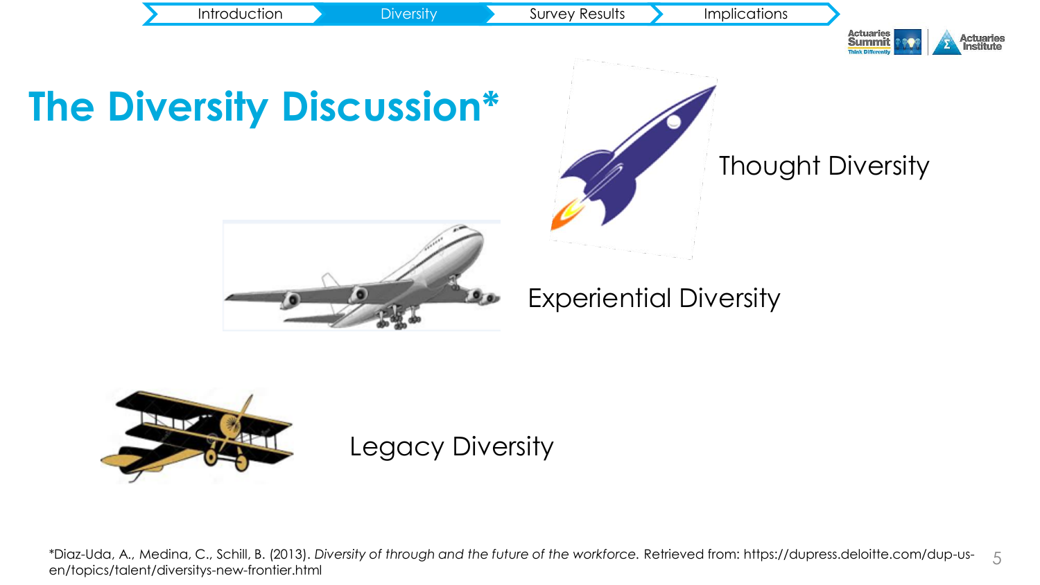# The Diversity Discussion*

Thought Diversity

Experiential Diversity

Legacy Diversity

*Diaz-Uda, A., Medina, C., Schill, B. (2013). *Diversity of through and the future of the workforce.* Retrieved from: https://dupress.deloitte.com/dup-us-en/topics/talent/diversitys-new-frontier.html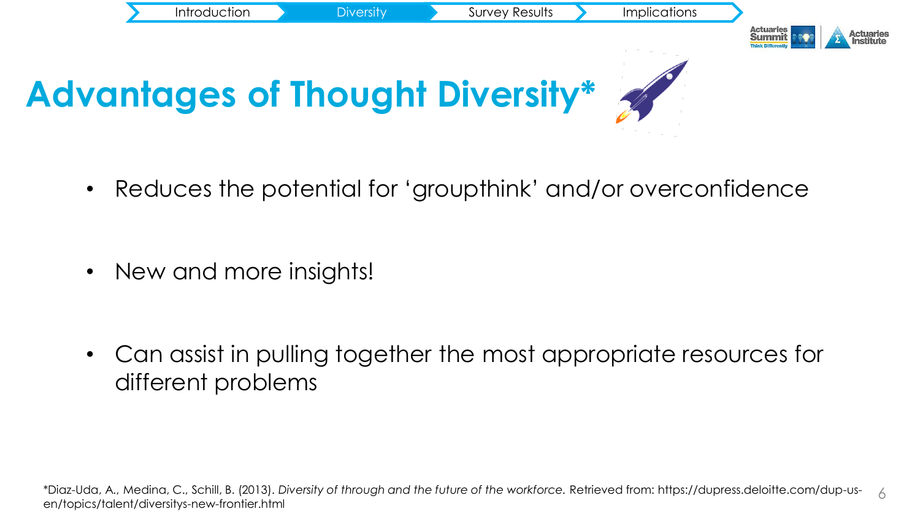# Advantages of Thought Diversity*

- Reduces the potential for ‘groupthink’ and/or overconfidence
- New and more insights!
- Can assist in pulling together the most appropriate resources for different problems

*Diaz-Uda, A., Medina, C., Schill, B. (2013). *Diversity of through and the future of the workforce.* Retrieved from: https://dupress.deloitte.com/dup-us-en/topics/talent/diversitys-new-frontier.html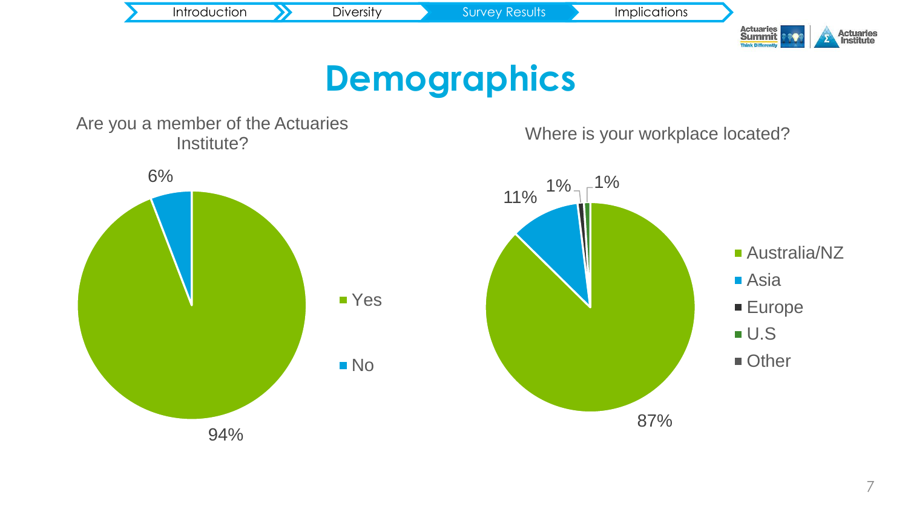# Demographics

Are you a member of the Actuaries Institute?

| Response | % |
|---|---|
| Yes | 94% |
| No | 6% |

Where is your workplace located?

| Location | % |
|---|---|
| Australia/NZ | 87% |
| Asia | 11% |
| Europe | 1% |
| U.S | 1% |
| Other | |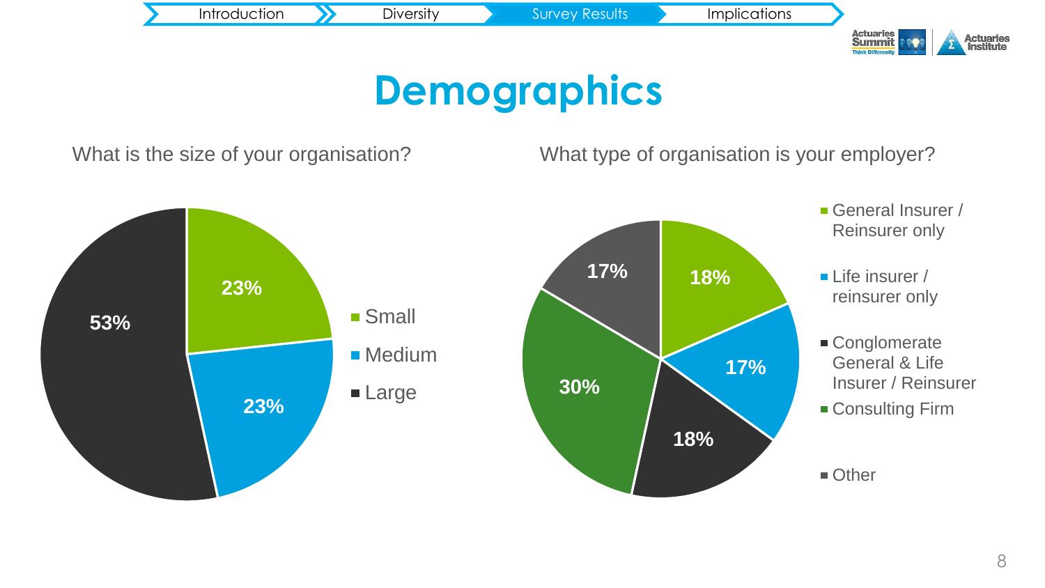# Demographics

**What is the size of your organisation?**

| Size | Percentage |
| --- | --- |
| Small | 23% |
| Medium | 23% |
| Large | 53% |

**What type of organisation is your employer?**

| Type | Percentage |
| --- | --- |
| General Insurer / Reinsurer only | 18% |
| Life insurer / reinsurer only | 17% |
| Conglomerate General & Life Insurer / Reinsurer | 18% |
| Consulting Firm | 30% |
| Other | 17% |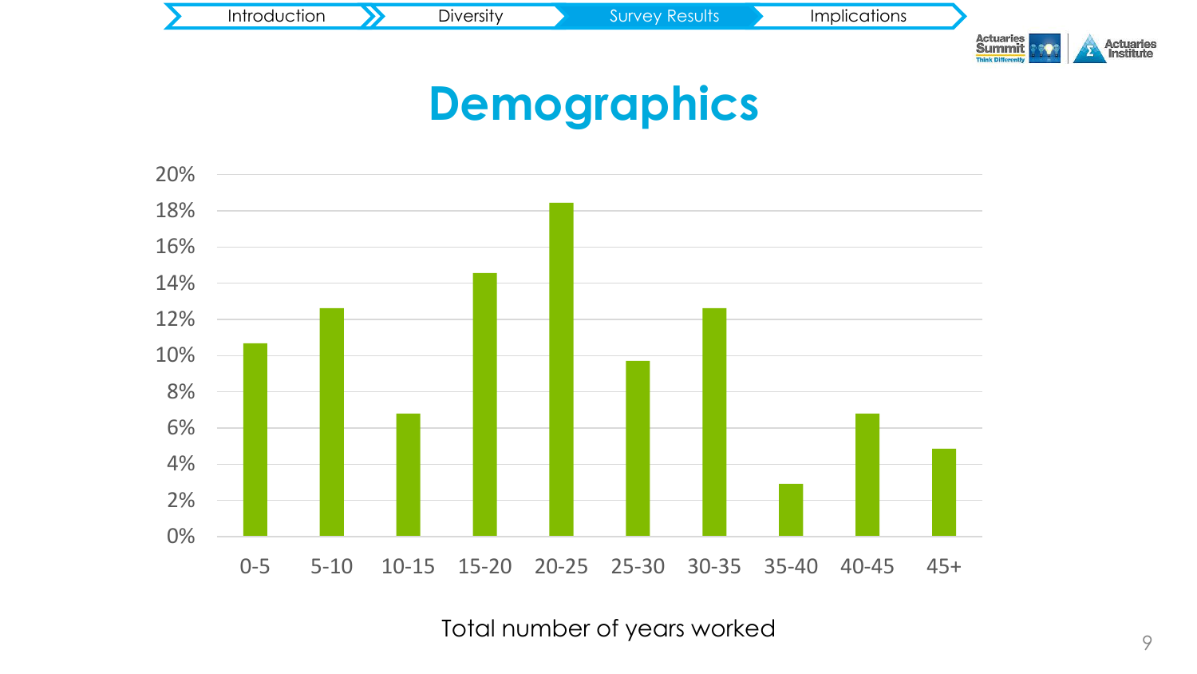# Demographics

| Total number of years worked | % |
|---|---|
| 0-5 | ~10.7% |
| 5-10 | ~12.6% |
| 10-15 | ~6.8% |
| 15-20 | ~14.6% |
| 20-25 | ~18.4% |
| 25-30 | ~9.7% |
| 30-35 | ~12.6% |
| 35-40 | ~2.9% |
| 40-45 | ~6.8% |
| 45+ | ~4.9% |

Total number of years worked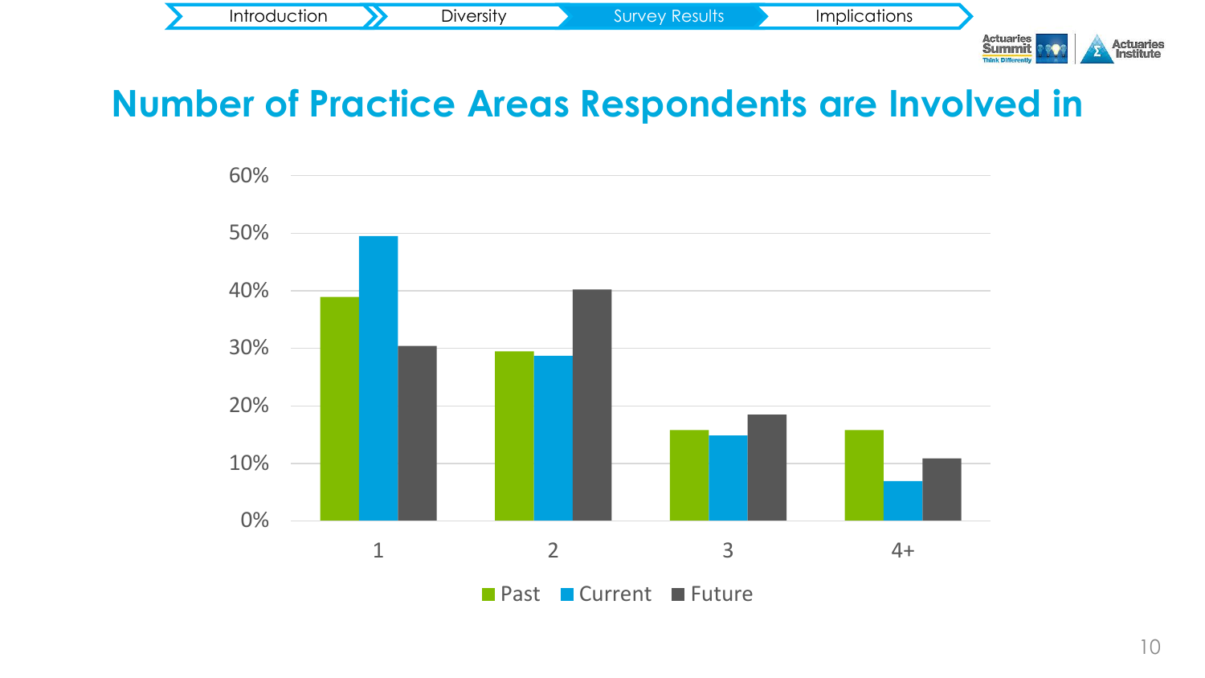Introduction | Diversity | Survey Results | Implications

# Number of Practice Areas Respondents are Involved in

| | Past | Current | Future |
|---|---|---|---|
| 1 | 39% | 49% | 30% |
| 2 | 29% | 29% | 40% |
| 3 | 16% | 15% | 18% |
| 4+ | 16% | 7% | 11% |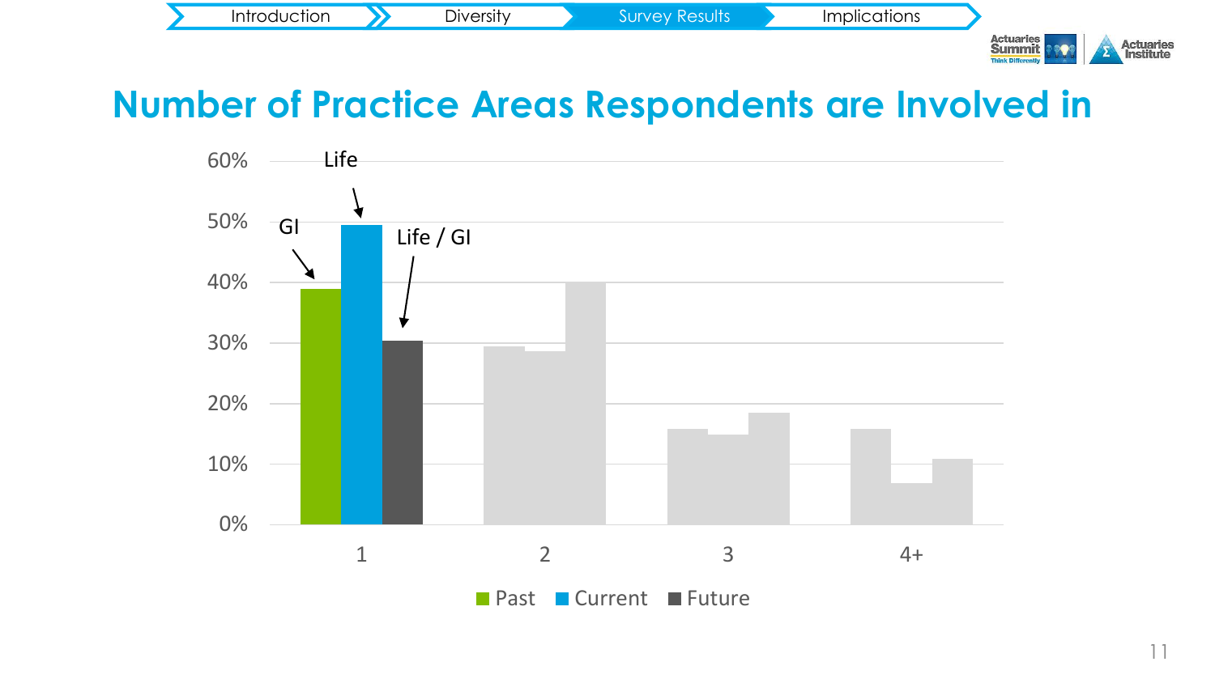Introduction | Diversity | Survey Results | Implications

# Number of Practice Areas Respondents are Involved in

| Number of practice areas | Past | Current | Future |
|---|---|---|---|
| 1 | ~39% (GI) | ~49% (Life) | ~30% (Life / GI) |
| 2 | ~29% | ~29% | ~40% |
| 3 | ~16% | ~15% | ~18% |
| 4+ | ~16% | ~7% | ~11% |

Past | Current | Future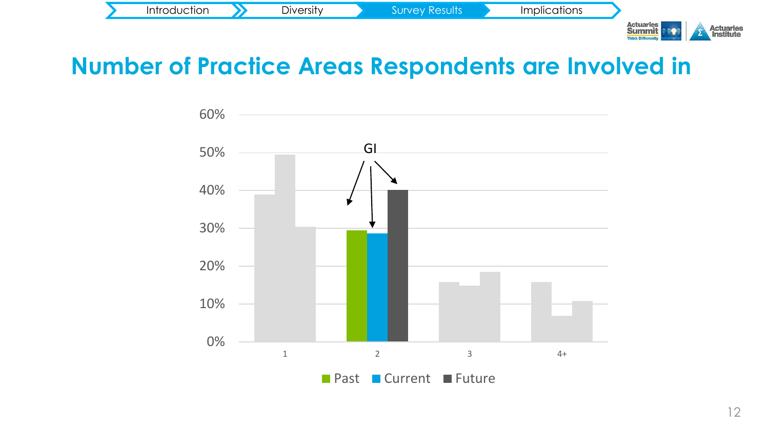# Number of Practice Areas Respondents are Involved in

GI

| | Past | Current | Future |
| --- | --- | --- | --- |
| 1 | 39% | 49% | 30% |
| 2 | 29% | 28% | 40% |
| 3 | 16% | 15% | 18% |
| 4+ | 16% | 7% | 11% |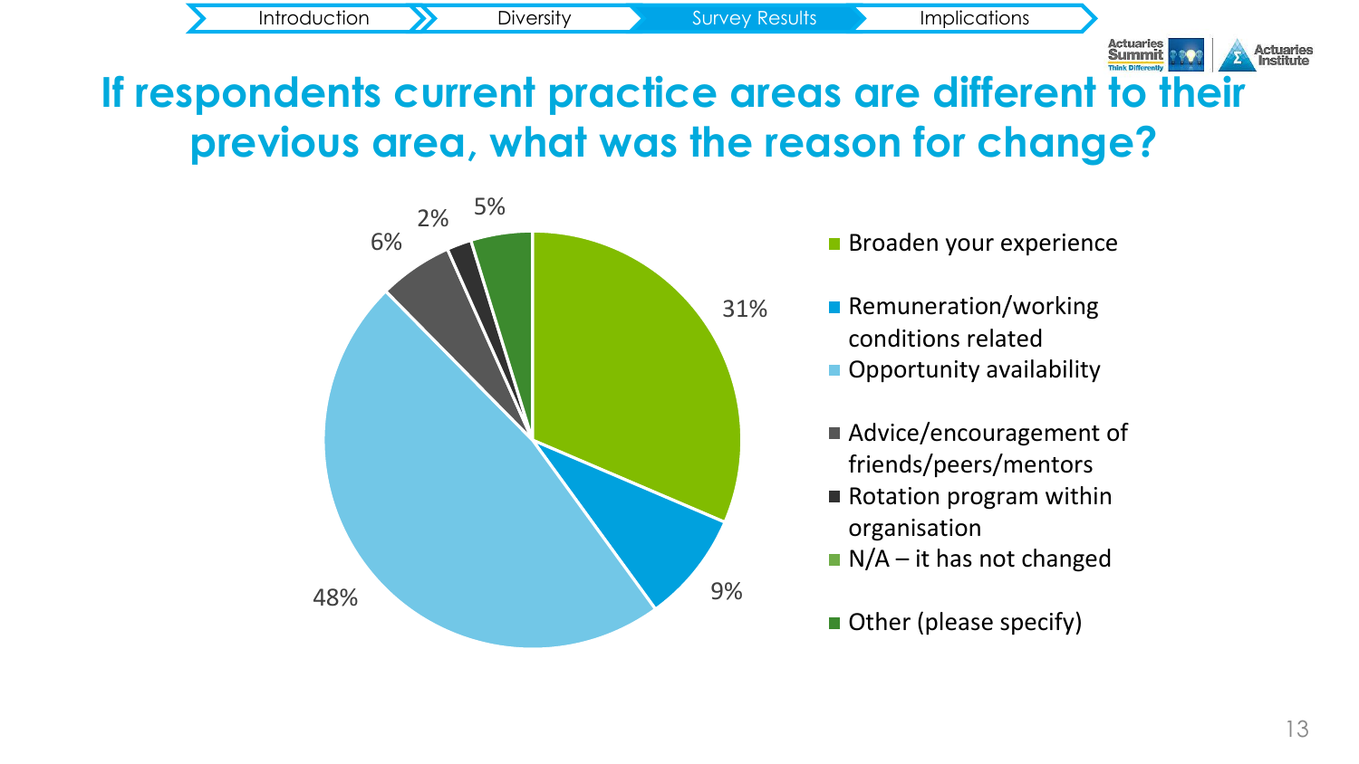Introduction | Diversity | Survey Results | Implications

# If respondents current practice areas are different to their previous area, what was the reason for change?

| Reason | % |
|---|---|
| Broaden your experience | 31% |
| Remuneration/working conditions related | 9% |
| Opportunity availability | 48% |
| Advice/encouragement of friends/peers/mentors | 6% |
| Rotation program within organisation | 2% |
| N/A – it has not changed | |
| Other (please specify) | 5% |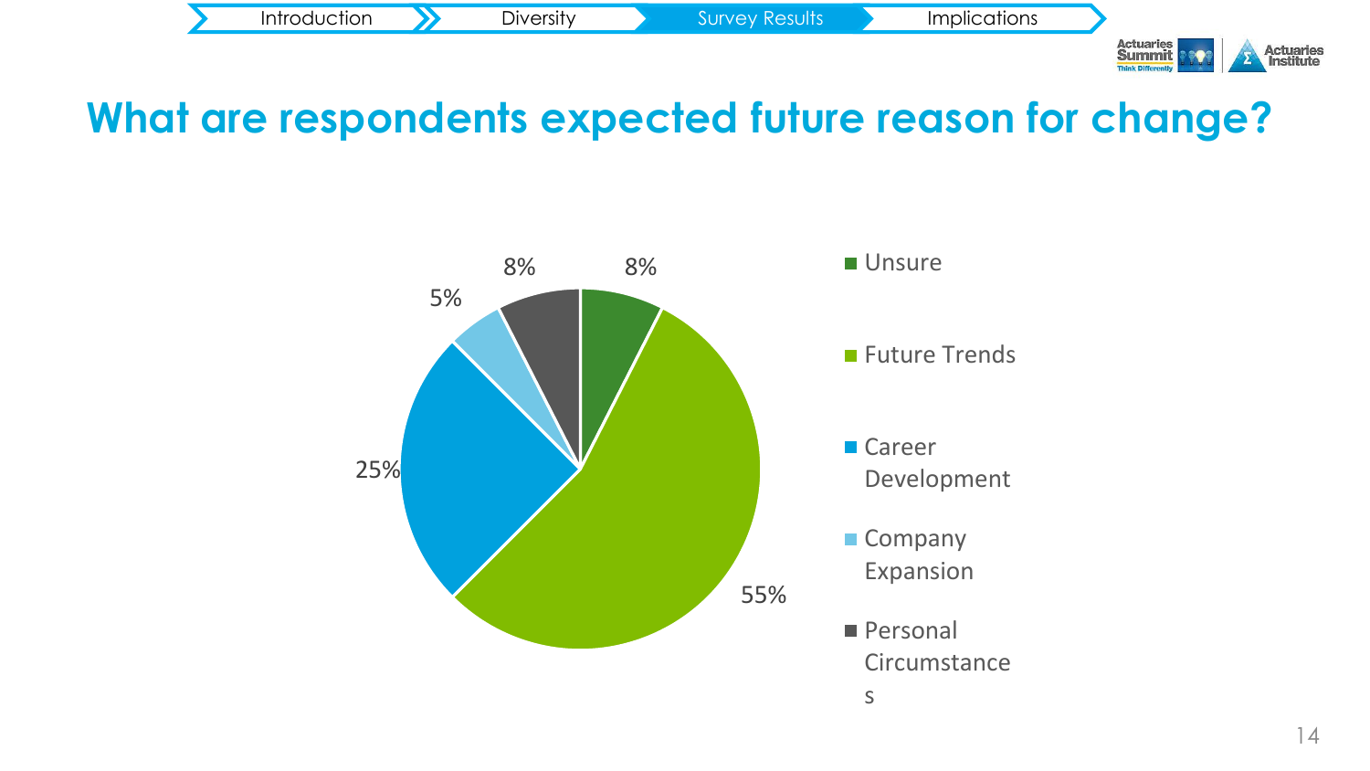# What are respondents expected future reason for change?

| Reason | Percentage |
| --- | --- |
| Unsure | 8% |
| Future Trends | 55% |
| Career Development | 25% |
| Company Expansion | 5% |
| Personal Circumstances | 8% |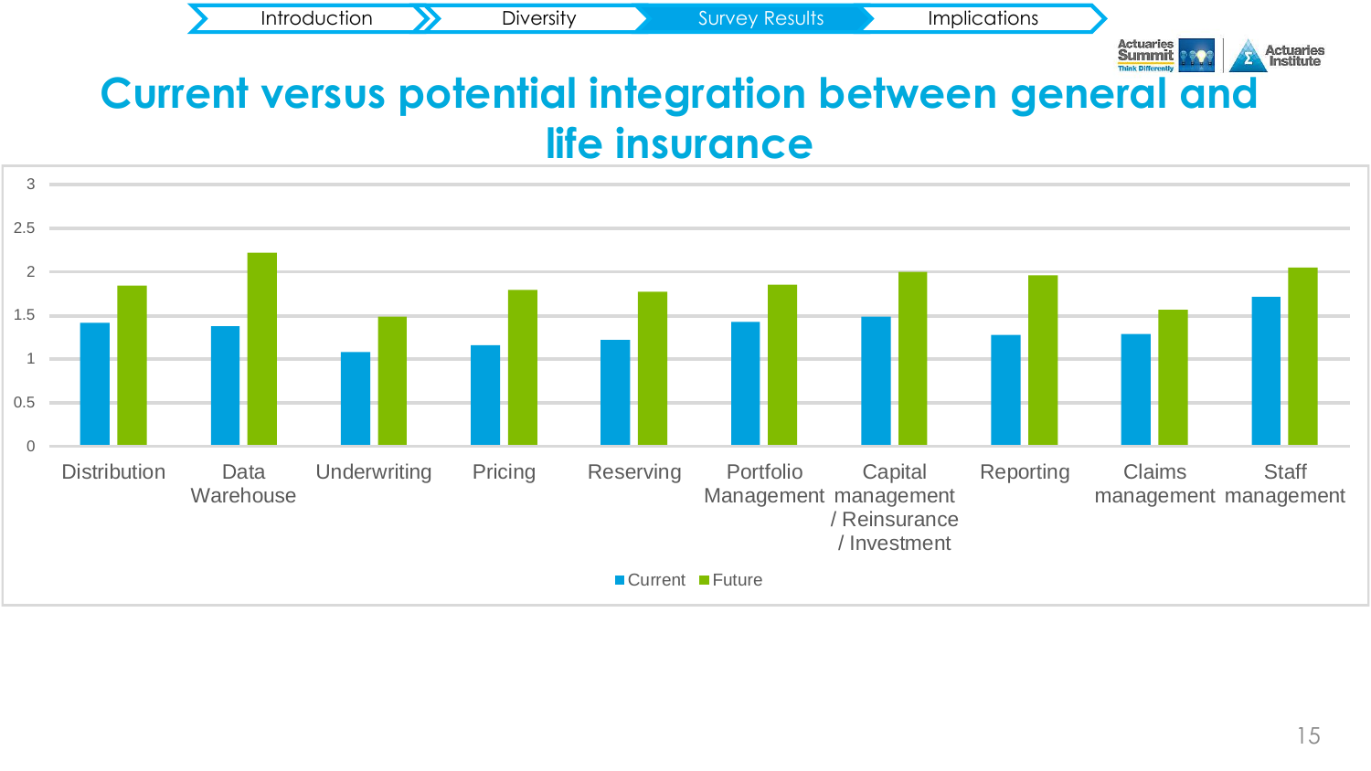Introduction | Diversity | Survey Results | Implications

# Current versus potential integration between general and life insurance

| Area | Current | Future |
|---|---|---|
| Distribution | 1.41 | 1.84 |
| Data Warehouse | 1.37 | 2.21 |
| Underwriting | 1.07 | 1.48 |
| Pricing | 1.15 | 1.79 |
| Reserving | 1.21 | 1.77 |
| Portfolio Management | 1.42 | 1.85 |
| Capital management / Reinsurance / Investment | 1.48 | 1.99 |
| Reporting | 1.27 | 1.95 |
| Claims management | 1.28 | 1.56 |
| Staff management | 1.71 | 2.04 |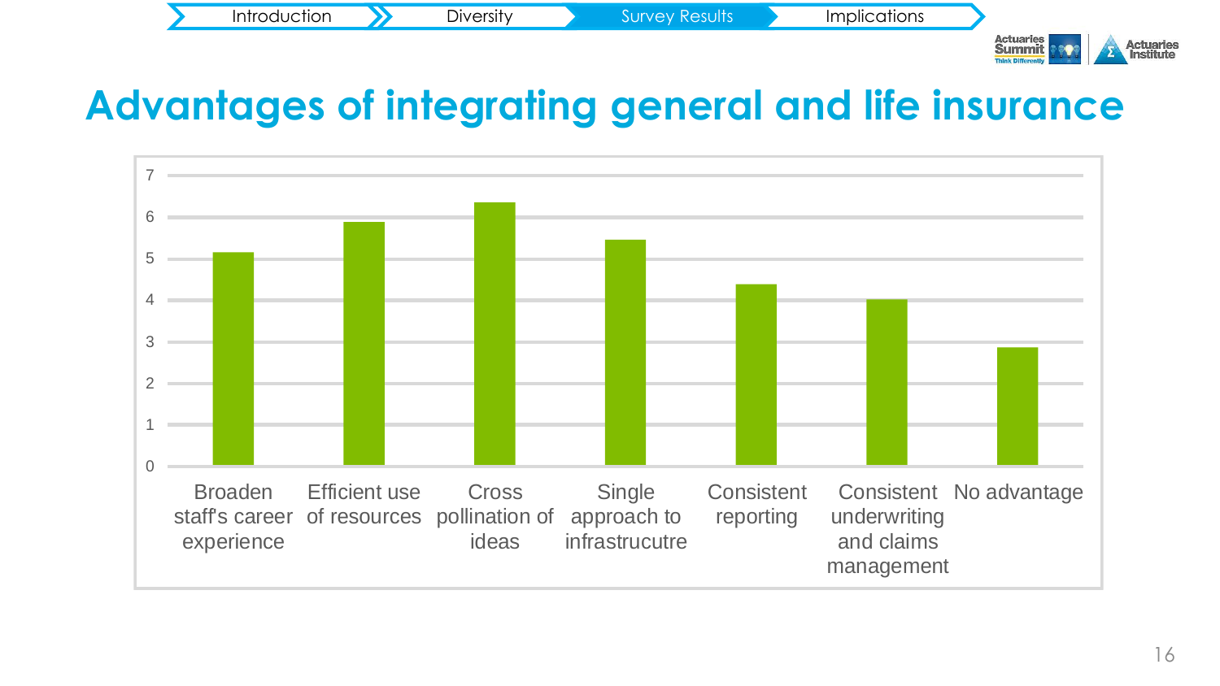# Advantages of integrating general and life insurance

| Advantage | Value |
|---|---|
| Broaden staff's career experience | 5.15 |
| Efficient use of resources | 5.9 |
| Cross pollination of ideas | 6.35 |
| Single approach to infrastrucutre | 5.45 |
| Consistent reporting | 4.4 |
| Consistent underwriting and claims management | 4.05 |
| No advantage | 2.85 |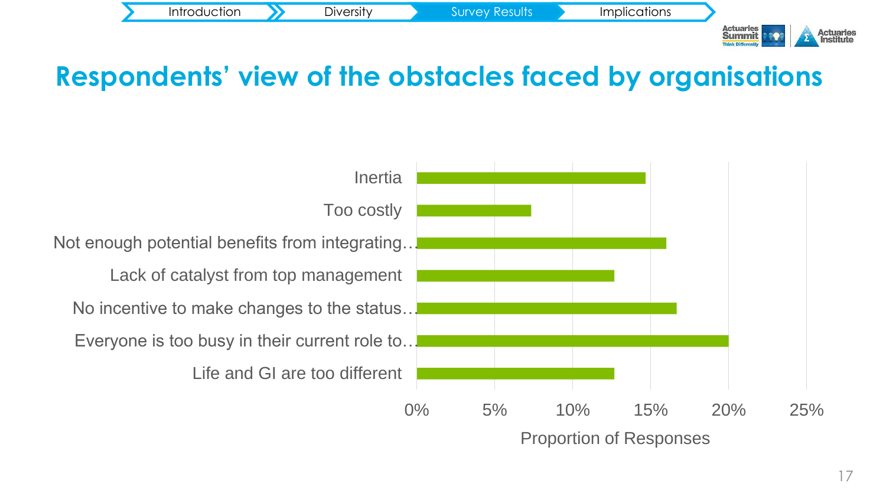# Respondents' view of the obstacles faced by organisations

| Obstacle | Proportion of Responses |
|---|---|
| Inertia | ~15% |
| Too costly | ~7% |
| Not enough potential benefits from integrating… | ~16% |
| Lack of catalyst from top management | ~13% |
| No incentive to make changes to the status… | ~17% |
| Everyone is too busy in their current role to… | ~20% |
| Life and GI are too different | ~13% |

Proportion of Responses (axis: 0%, 5%, 10%, 15%, 20%, 25%)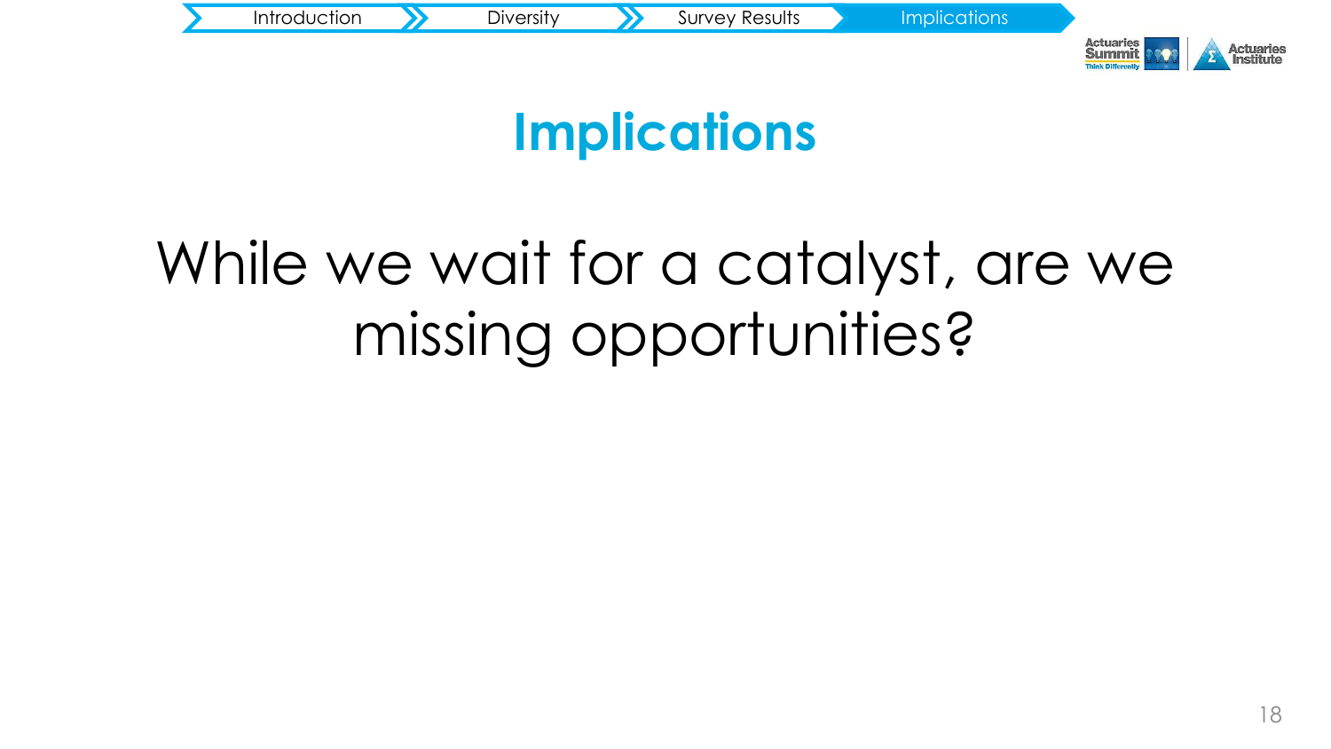# Implications

While we wait for a catalyst, are we missing opportunities?